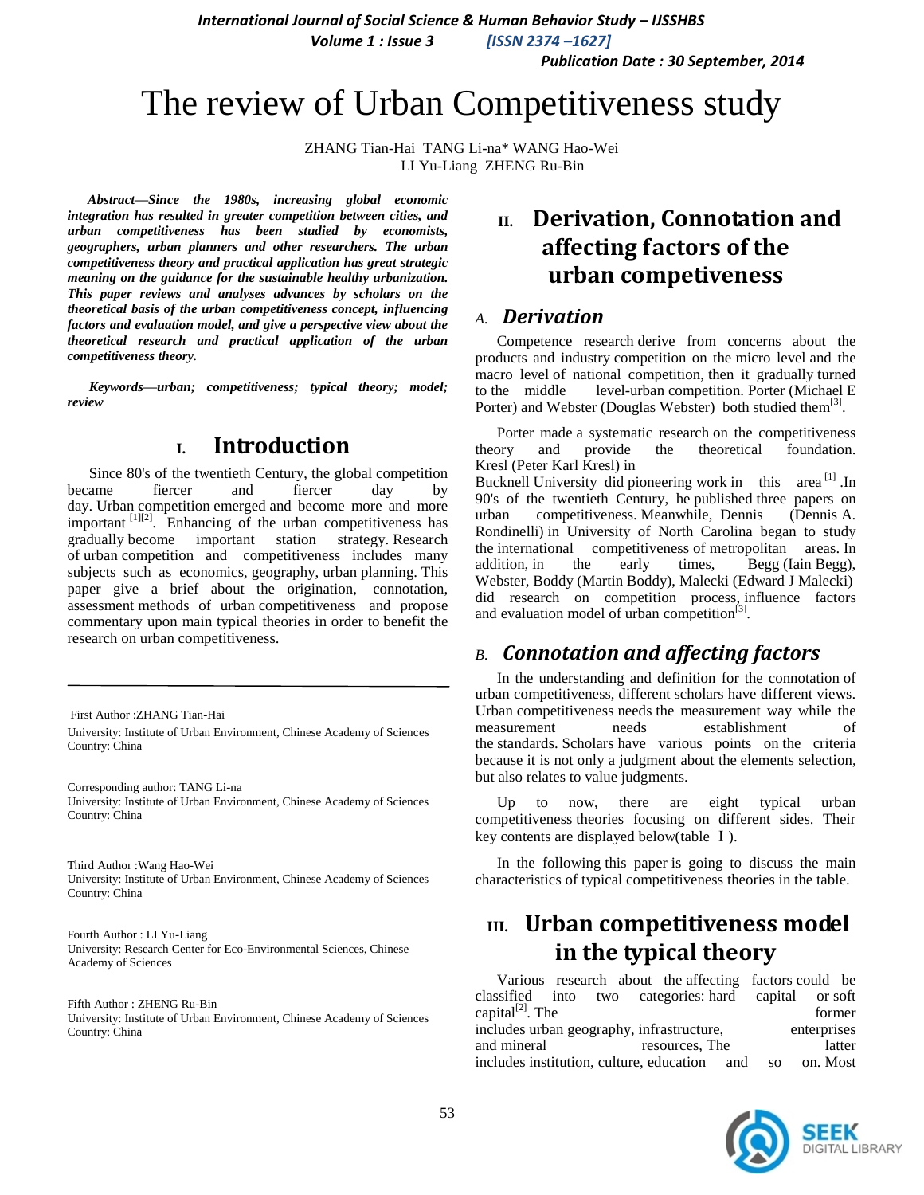# The review of Urban Competitiveness study

ZHANG Tian-Hai TANG Li-na* WANG Hao-Wei
LI Yu-Liang ZHENG Ru-Bin

***Abstract—Since the 1980s, increasing global economic integration has resulted in greater competition between cities, and urban competitiveness has been studied by economists, geographers, urban planners and other researchers. The urban competitiveness theory and practical application has great strategic meaning on the guidance for the sustainable healthy urbanization. This paper reviews and analyses advances by scholars on the theoretical basis of the urban competitiveness concept, influencing factors and evaluation model, and give a perspective view about the theoretical research and practical application of the urban competitiveness theory.***

***Keywords—urban; competitiveness; typical theory; model; review***

## I. Introduction

Since 80's of the twentieth Century, the global competition became fiercer and fiercer day by day. Urban competition emerged and become more and more important [1][2]. Enhancing of the urban competitiveness has gradually become important station strategy. Research of urban competition and competitiveness includes many subjects such as economics, geography, urban planning. This paper give a brief about the origination, connotation, assessment methods of urban competitiveness and propose commentary upon main typical theories in order to benefit the research on urban competitiveness.

First Author :ZHANG Tian-Hai
University: Institute of Urban Environment, Chinese Academy of Sciences
Country: China

Corresponding author: TANG Li-na
University: Institute of Urban Environment, Chinese Academy of Sciences
Country: China

Third Author :Wang Hao-Wei
University: Institute of Urban Environment, Chinese Academy of Sciences
Country: China

Fourth Author : LI Yu-Liang
University: Research Center for Eco-Environmental Sciences, Chinese Academy of Sciences

Fifth Author : ZHENG Ru-Bin
University: Institute of Urban Environment, Chinese Academy of Sciences
Country: China

## II. Derivation, Connotation and affecting factors of the urban competeviness

### A. *Derivation*

Competence research derive from concerns about the products and industry competition on the micro level and the macro level of national competition, then it gradually turned to the middle level-urban competition. Porter (Michael E Porter) and Webster (Douglas Webster) both studied them[3].

Porter made a systematic research on the competitiveness theory and provide the theoretical foundation. Kresl (Peter Karl Kresl) in Bucknell University did pioneering work in this area [1] .In 90's of the twentieth Century, he published three papers on urban competitiveness. Meanwhile, Dennis (Dennis A. Rondinelli) in University of North Carolina began to study the international competitiveness of metropolitan areas. In addition, in the early times, Begg (Iain Begg), Webster, Boddy (Martin Boddy), Malecki (Edward J Malecki) did research on competition process, influence factors and evaluation model of urban competition[3].

### B. *Connotation and affecting factors*

In the understanding and definition for the connotation of urban competitiveness, different scholars have different views. Urban competitiveness needs the measurement way while the measurement needs establishment of the standards. Scholars have various points on the criteria because it is not only a judgment about the elements selection, but also relates to value judgments.

Up to now, there are eight typical urban competitiveness theories focusing on different sides. Their key contents are displayed below(table Ⅰ).

In the following this paper is going to discuss the main characteristics of typical competitiveness theories in the table.

## III. Urban competitiveness model in the typical theory

Various research about the affecting factors could be classified into two categories: hard capital or soft capital[2]. The former includes urban geography, infrastructure, enterprises and mineral resources, The latter includes institution, culture, education and so on. Most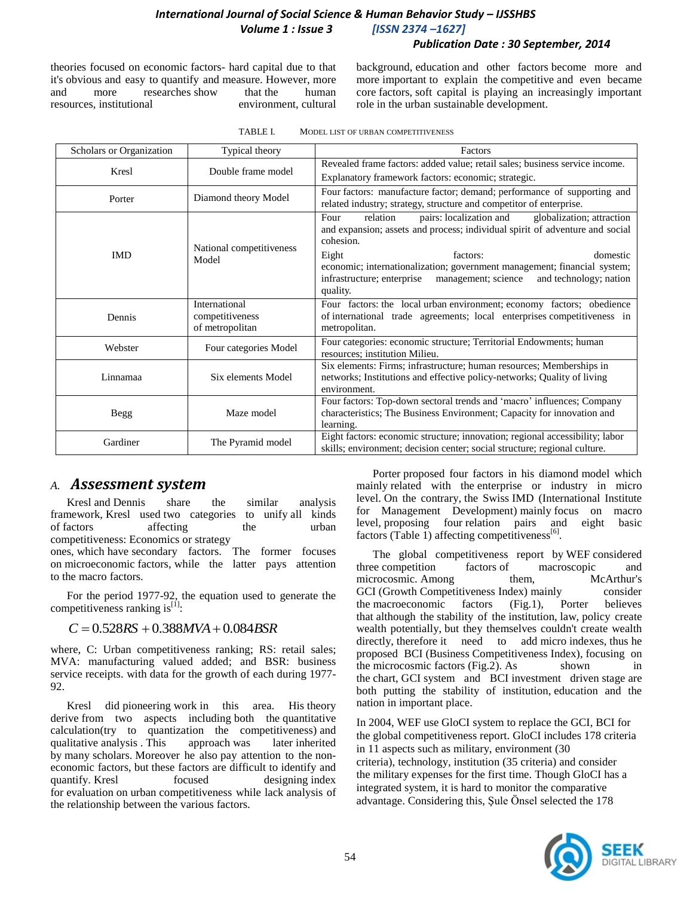theories focused on economic factors- hard capital due to that it's obvious and easy to quantify and measure. However, more and more researches show that the human resources, institutional environment, cultural background, education and other factors become more and more important to explain the competitive and even became core factors, soft capital is playing an increasingly important role in the urban sustainable development.

TABLE I. MODEL LIST OF URBAN COMPETITIVENESS

| Scholars or Organization | Typical theory | Factors |
|---|---|---|
| Kresl | Double frame model | Revealed frame factors: added value; retail sales; business service income. Explanatory framework factors: economic; strategic. |
| Porter | Diamond theory Model | Four factors: manufacture factor; demand; performance of supporting and related industry; strategy, structure and competitor of enterprise. |
| IMD | National competitiveness Model | Four relation pairs: localization and globalization; attraction and expansion; assets and process; individual spirit of adventure and social cohesion. Eight factors: domestic economic; internationalization; government management; financial system; infrastructure; enterprise management; science and technology; nation quality. |
| Dennis | International competitiveness of metropolitan | Four factors: the local urban environment; economy factors; obedience of international trade agreements; local enterprises competitiveness in metropolitan. |
| Webster | Four categories Model | Four categories: economic structure; Territorial Endowments; human resources; institution Milieu. |
| Linnamaa | Six elements Model | Six elements: Firms; infrastructure; human resources; Memberships in networks; Institutions and effective policy-networks; Quality of living environment. |
| Begg | Maze model | Four factors: Top-down sectoral trends and 'macro' influences; Company characteristics; The Business Environment; Capacity for innovation and learning. |
| Gardiner | The Pyramid model | Eight factors: economic structure; innovation; regional accessibility; labor skills; environment; decision center; social structure; regional culture. |

### A. *Assessment system*

Kresl and Dennis share the similar analysis framework, Kresl used two categories to unify all kinds of factors affecting the urban competitiveness: Economics or strategy ones, which have secondary factors. The former focuses on microeconomic factors, while the latter pays attention to the macro factors.

For the period 1977-92, the equation used to generate the competitiveness ranking is[1]:

$$C = 0.528RS + 0.388MVA + 0.084BSR$$

where, C: Urban competitiveness ranking; RS: retail sales; MVA: manufacturing valued added; and BSR: business service receipts. with data for the growth of each during 1977-92.

Kresl did pioneering work in this area. His theory derive from two aspects including both the quantitative calculation(try to quantization the competitiveness) and qualitative analysis . This approach was later inherited by many scholars. Moreover he also pay attention to the non-economic factors, but these factors are difficult to identify and quantify. Kresl focused designing index for evaluation on urban competitiveness while lack analysis of the relationship between the various factors.

Porter proposed four factors in his diamond model which mainly related with the enterprise or industry in micro level. On the contrary, the Swiss IMD (International Institute for Management Development) mainly focus on macro level, proposing four relation pairs and eight basic factors (Table 1) affecting competitiveness[6].

The global competitiveness report by WEF considered three competition factors of macroscopic and microcosmic. Among them, McArthur's GCI (Growth Competitiveness Index) mainly consider the macroeconomic factors (Fig.1), Porter believes that although the stability of the institution, law, policy create wealth potentially, but they themselves couldn't create wealth directly, therefore it need to add micro indexes, thus he proposed BCI (Business Competitiveness Index), focusing on the microcosmic factors (Fig.2). As shown in the chart, GCI system and BCI investment driven stage are both putting the stability of institution, education and the nation in important place.

In 2004, WEF use GloCI system to replace the GCI, BCI for the global competitiveness report. GloCI includes 178 criteria in 11 aspects such as military, environment (30 criteria), technology, institution (35 criteria) and consider the military expenses for the first time. Though GloCI has a integrated system, it is hard to monitor the comparative advantage. Considering this, Şule Önsel selected the 178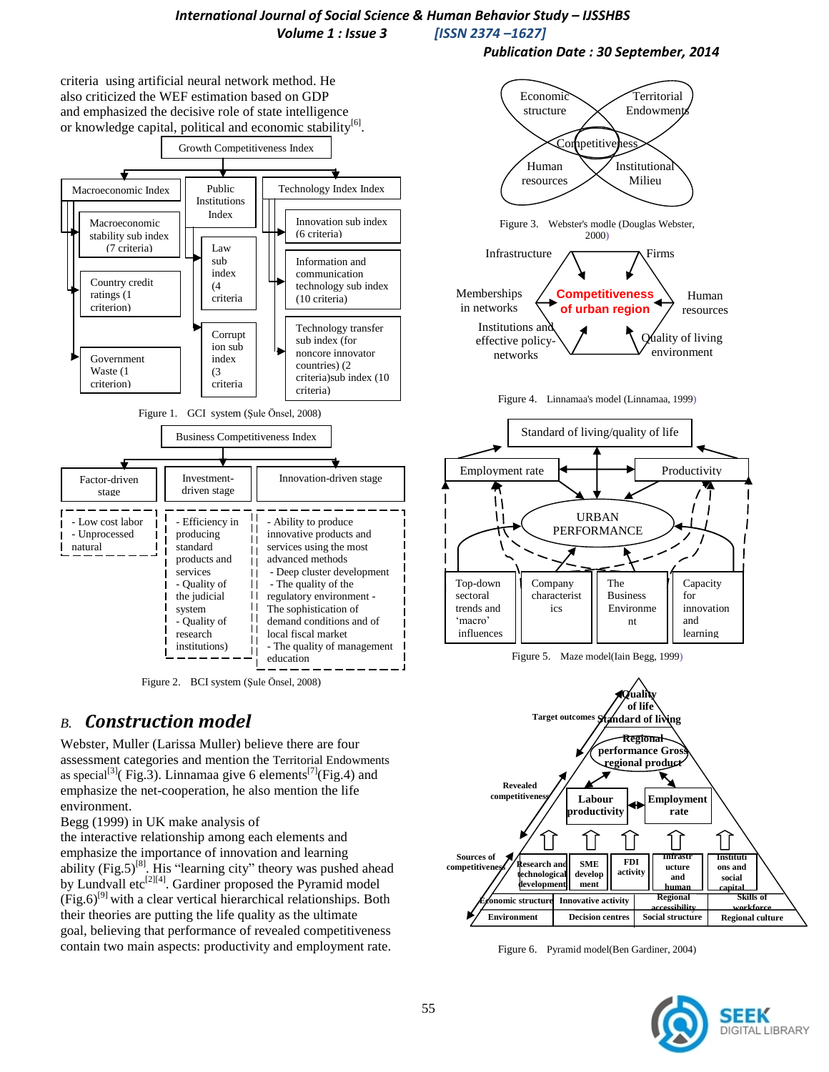criteria using artificial neural network method. He also criticized the WEF estimation based on GDP and emphasized the decisive role of state intelligence or knowledge capital, political and economic stability[6].

Growth Competitiveness Index

Macroeconomic Index | Public Institutions Index | Technology Index Index

Macroeconomic stability sub index (7 criteria)

Country credit ratings (1 criterion)

Government Waste (1 criterion)

Law sub index (4 criteria

Corruption sub index (3 criteria

Innovation sub index (6 criteria)

Information and communication technology sub index (10 criteria)

Technology transfer sub index (for noncore innovator countries) (2 criteria)sub index (10 criteria)

Figure 1. GCI system (Şule Önsel, 2008)

Business Competitiveness Index

| Factor-driven stage | Investment-driven stage | Innovation-driven stage |
|---|---|---|
| - Low cost labor<br>- Unprocessed natural | - Efficiency in producing standard products and services<br>- Quality of the judicial system<br>- Quality of research institutions) | - Ability to produce innovative products and services using the most advanced methods<br>- Deep cluster development<br>- The quality of the regulatory environment - The sophistication of demand conditions and of local fiscal market<br>- The quality of management education |

Figure 2. BCI system (Şule Önsel, 2008)

## *B. Construction model*

Webster, Muller (Larissa Muller) believe there are four assessment categories and mention the Territorial Endowments as special[3]( Fig.3). Linnamaa give 6 elements[7](Fig.4) and emphasize the net-cooperation, he also mention the life environment.

Begg (1999) in UK make analysis of the interactive relationship among each elements and emphasize the importance of innovation and learning ability (Fig.5)[8]. His "learning city" theory was pushed ahead by Lundvall etc[2][4]. Gardiner proposed the Pyramid model (Fig.6)[9] with a clear vertical hierarchical relationships. Both their theories are putting the life quality as the ultimate goal, believing that performance of revealed competitiveness contain two main aspects: productivity and employment rate.

Economic structure | Territorial Endowments | Competitiveness | Human resources | Institutional Milieu

Figure 3. Webster's modle (Douglas Webster, 2000)

Infrastructure | Firms | Memberships in networks | Competitiveness of urban region | Human resources | Institutions and effective policy-networks | Quality of living environment

Figure 4. Linnamaa's model (Linnamaa, 1999)

Standard of living/quality of life | Employment rate | Productivity | URBAN PERFORMANCE | Top-down sectoral trends and 'macro' influences | Company characteristics | The Business Environment | Capacity for innovation and learning

Figure 5. Maze model(Iain Begg, 1999)

Target outcomes: Quality of life, Standard of living

Regional performance Gross regional product

Revealed competitiveness: Labour productivity | Employment rate

Sources of competitiveness: Research and technological development | SME development | FDI activity | Infrastructure and human | Institutions and social capital

Economic structure | Innovative activity | Regional accessibility | Skills of workforce

Environment | Decision centres | Social structure | Regional culture

Figure 6. Pyramid model(Ben Gardiner, 2004)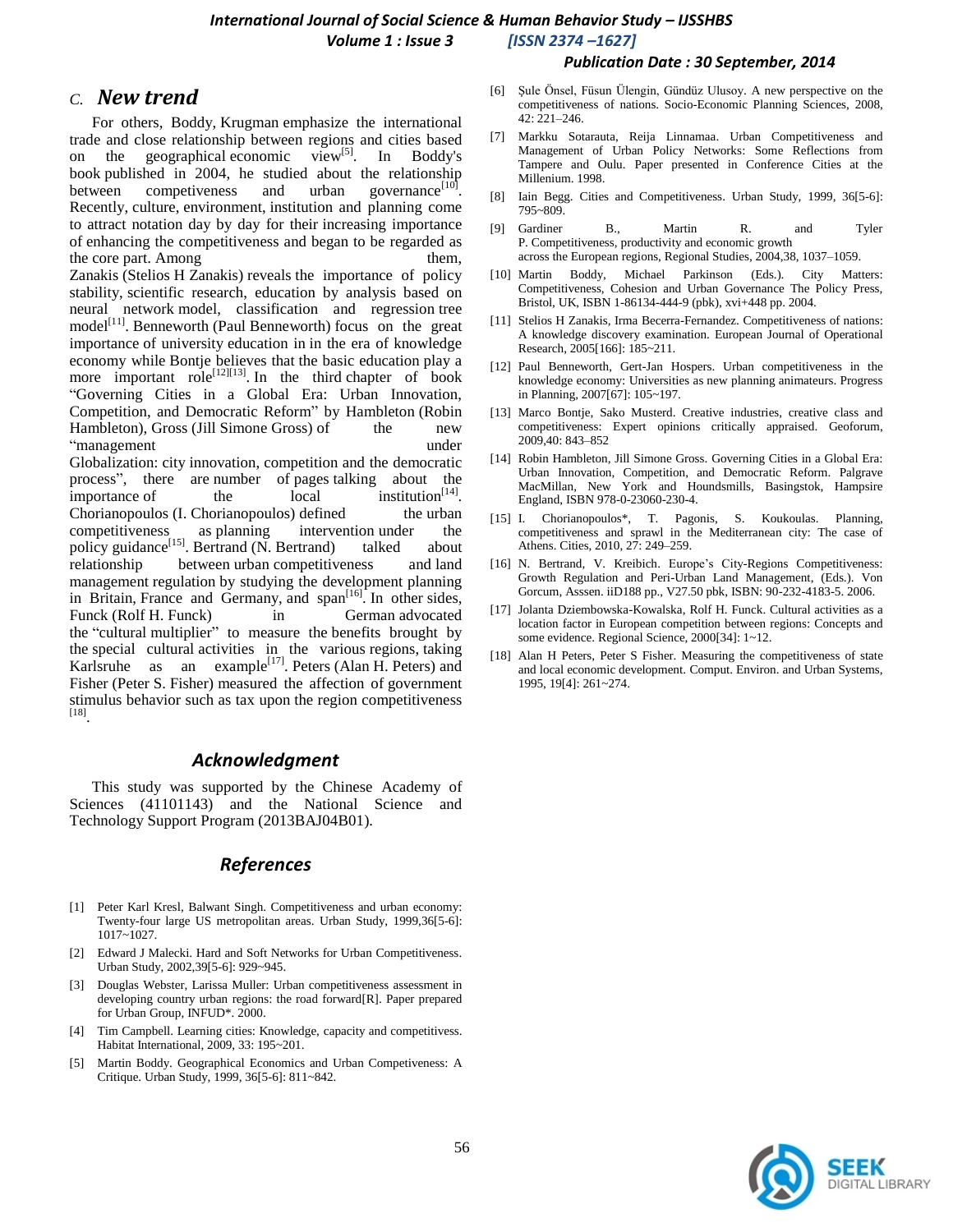### C. *New trend*

For others, Boddy, Krugman emphasize the international trade and close relationship between regions and cities based on the geographical economic view[5]. In Boddy's book published in 2004, he studied about the relationship between competitiveness and urban governance[10]. Recently, culture, environment, institution and planning come to attract notation day by day for their increasing importance of enhancing the competitiveness and began to be regarded as the core part. Among them, Zanakis (Stelios H Zanakis) reveals the importance of policy stability, scientific research, education by analysis based on neural network model, classification and regression tree model[11]. Benneworth (Paul Benneworth) focus on the great importance of university education in in the era of knowledge economy while Bontje believes that the basic education play a more important role[12][13]. In the third chapter of book "Governing Cities in a Global Era: Urban Innovation, Competition, and Democratic Reform" by Hambleton (Robin Hambleton), Gross (Jill Simone Gross) of the new "management under Globalization: city innovation, competition and the democratic process", there are number of pages talking about the importance of the local institution[14]. Chorianopoulos (I. Chorianopoulos) defined the urban competitiveness as planning intervention under the policy guidance[15]. Bertrand (N. Bertrand) talked about relationship between urban competitiveness and land management regulation by studying the development planning in Britain, France and Germany, and span[16]. In other sides, Funck (Rolf H. Funck) in German advocated the "cultural multiplier" to measure the benefits brought by the special cultural activities in the various regions, taking Karlsruhe as an example[17]. Peters (Alan H. Peters) and Fisher (Peter S. Fisher) measured the affection of government stimulus behavior such as tax upon the region competitiveness [18].

## Acknowledgment

This study was supported by the Chinese Academy of Sciences (41101143) and the National Science and Technology Support Program (2013BAJ04B01).

## References

[1] Peter Karl Kresl, Balwant Singh. Competitiveness and urban economy: Twenty-four large US metropolitan areas. Urban Study, 1999,36[5-6]: 1017~1027.

[2] Edward J Malecki. Hard and Soft Networks for Urban Competitiveness. Urban Study, 2002,39[5-6]: 929~945.

[3] Douglas Webster, Larissa Muller: Urban competitiveness assessment in developing country urban regions: the road forward[R]. Paper prepared for Urban Group, INFUD*. 2000.

[4] Tim Campbell. Learning cities: Knowledge, capacity and competitivess. Habitat International, 2009, 33: 195~201.

[5] Martin Boddy. Geographical Economics and Urban Competiveness: A Critique. Urban Study, 1999, 36[5-6]: 811~842.

[6] Şule Önsel, Füsun Ülengin, Gündüz Ulusoy. A new perspective on the competitiveness of nations. Socio-Economic Planning Sciences, 2008, 42: 221–246.

[7] Markku Sotarauta, Reija Linnamaa. Urban Competitiveness and Management of Urban Policy Networks: Some Reflections from Tampere and Oulu. Paper presented in Conference Cities at the Millenium. 1998.

[8] Iain Begg. Cities and Competitiveness. Urban Study, 1999, 36[5-6]: 795~809.

[9] Gardiner B., Martin R. and Tyler P. Competitiveness, productivity and economic growth across the European regions, Regional Studies, 2004,38, 1037–1059.

[10] Martin Boddy, Michael Parkinson (Eds.). City Matters: Competitiveness, Cohesion and Urban Governance The Policy Press, Bristol, UK, ISBN 1-86134-444-9 (pbk), xvi+448 pp. 2004.

[11] Stelios H Zanakis, Irma Becerra-Fernandez. Competitiveness of nations: A knowledge discovery examination. European Journal of Operational Research, 2005[166]: 185~211.

[12] Paul Benneworth, Gert-Jan Hospers. Urban competitiveness in the knowledge economy: Universities as new planning animateurs. Progress in Planning, 2007[67]: 105~197.

[13] Marco Bontje, Sako Musterd. Creative industries, creative class and competitiveness: Expert opinions critically appraised. Geoforum, 2009,40: 843–852

[14] Robin Hambleton, Jill Simone Gross. Governing Cities in a Global Era: Urban Innovation, Competition, and Democratic Reform. Palgrave MacMillan, New York and Houndsmills, Basingstok, Hampsire England, ISBN 978-0-23060-230-4.

[15] I. Chorianopoulos*, T. Pagonis, S. Koukoulas. Planning, competitiveness and sprawl in the Mediterranean city: The case of Athens. Cities, 2010, 27: 249–259.

[16] N. Bertrand, V. Kreibich. Europe's City-Regions Competitiveness: Growth Regulation and Peri-Urban Land Management, (Eds.). Von Gorcum, Asssen. iiD188 pp., V27.50 pbk, ISBN: 90-232-4183-5. 2006.

[17] Jolanta Dziembowska-Kowalska, Rolf H. Funck. Cultural activities as a location factor in European competition between regions: Concepts and some evidence. Regional Science, 2000[34]: 1~12.

[18] Alan H Peters, Peter S Fisher. Measuring the competitiveness of state and local economic development. Comput. Environ. and Urban Systems, 1995, 19[4]: 261~274.